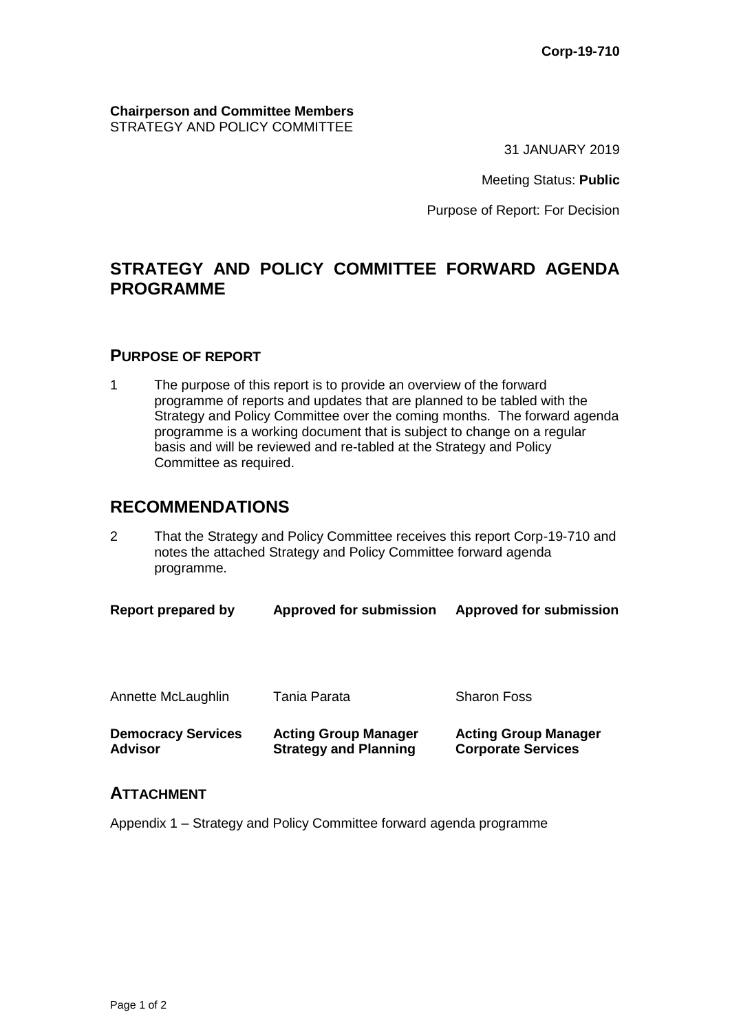**Corp-19-710**

**Chairperson and Committee Members**
STRATEGY AND POLICY COMMITTEE

31 JANUARY 2019

Meeting Status: **Public**

Purpose of Report: For Decision

# STRATEGY AND POLICY COMMITTEE FORWARD AGENDA PROGRAMME

## PURPOSE OF REPORT

1 The purpose of this report is to provide an overview of the forward programme of reports and updates that are planned to be tabled with the Strategy and Policy Committee over the coming months. The forward agenda programme is a working document that is subject to change on a regular basis and will be reviewed and re-tabled at the Strategy and Policy Committee as required.

## RECOMMENDATIONS

2 That the Strategy and Policy Committee receives this report Corp-19-710 and notes the attached Strategy and Policy Committee forward agenda programme.

| **Report prepared by** | **Approved for submission** | **Approved for submission** |
| --- | --- | --- |
| Annette McLaughlin | Tania Parata | Sharon Foss |
| **Democracy Services Advisor** | **Acting Group Manager Strategy and Planning** | **Acting Group Manager Corporate Services** |

## ATTACHMENT

Appendix 1 – Strategy and Policy Committee forward agenda programme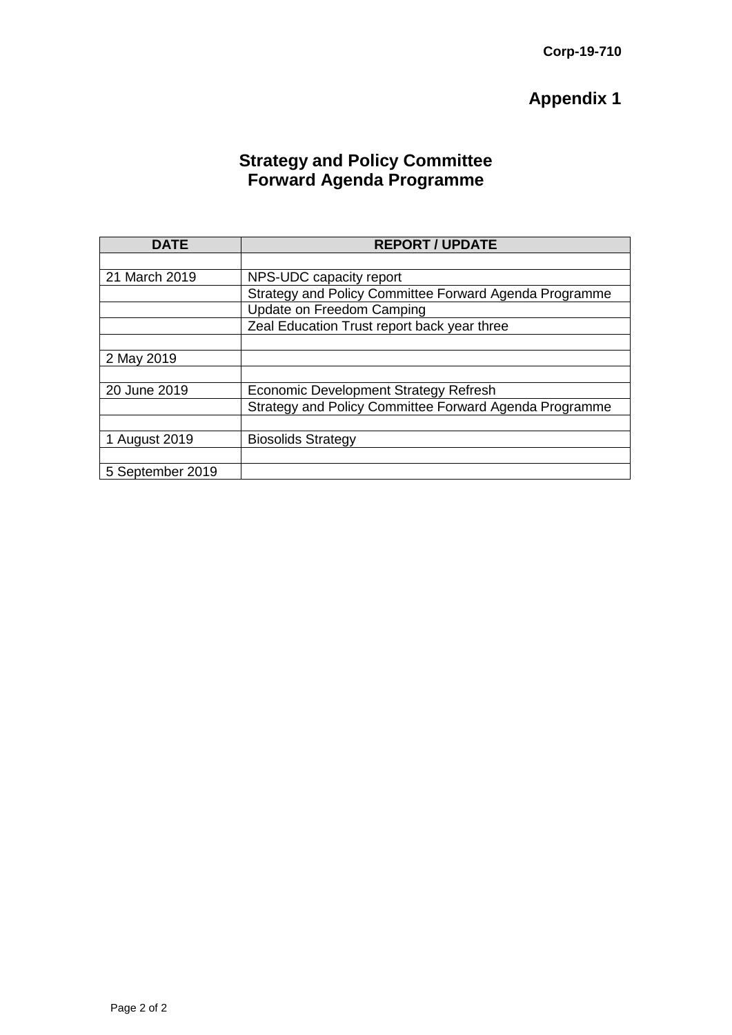Corp-19-710

**Appendix 1**

## Strategy and Policy Committee
## Forward Agenda Programme

| DATE | REPORT / UPDATE |
|---|---|
| | |
| 21 March 2019 | NPS-UDC capacity report |
| | Strategy and Policy Committee Forward Agenda Programme |
| | Update on Freedom Camping |
| | Zeal Education Trust report back year three |
| | |
| 2 May 2019 | |
| | |
| 20 June 2019 | Economic Development Strategy Refresh |
| | Strategy and Policy Committee Forward Agenda Programme |
| | |
| 1 August 2019 | Biosolids Strategy |
| | |
| 5 September 2019 | |